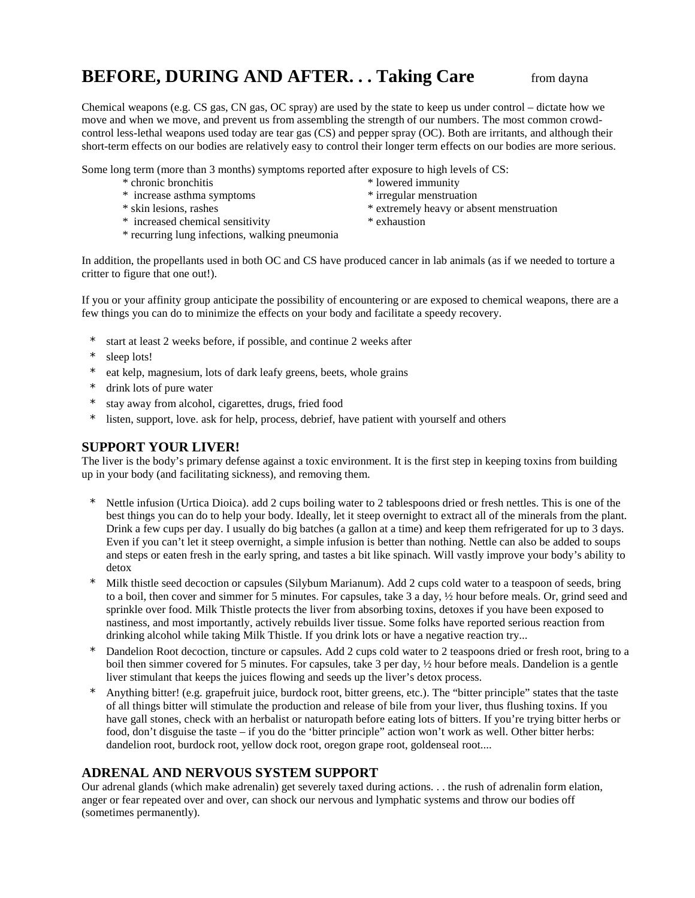# BEFORE, DURING AND AFTER. . . Taking Care

from dayna

Chemical weapons (e.g. CS gas, CN gas, OC spray) are used by the state to keep us under control – dictate how we move and when we move, and prevent us from assembling the strength of our numbers. The most common crowd-control less-lethal weapons used today are tear gas (CS) and pepper spray (OC). Both are irritants, and although their short-term effects on our bodies are relatively easy to control their longer term effects on our bodies are more serious.

Some long term (more than 3 months) symptoms reported after exposure to high levels of CS:

* chronic bronchitis
* increase asthma symptoms
* skin lesions, rashes
* increased chemical sensitivity
* recurring lung infections, walking pneumonia
* lowered immunity
* irregular menstruation
* extremely heavy or absent menstruation
* exhaustion

In addition, the propellants used in both OC and CS have produced cancer in lab animals (as if we needed to torture a critter to figure that one out!).

If you or your affinity group anticipate the possibility of encountering or are exposed to chemical weapons, there are a few things you can do to minimize the effects on your body and facilitate a speedy recovery.

* start at least 2 weeks before, if possible, and continue 2 weeks after
* sleep lots!
* eat kelp, magnesium, lots of dark leafy greens, beets, whole grains
* drink lots of pure water
* stay away from alcohol, cigarettes, drugs, fried food
* listen, support, love. ask for help, process, debrief, have patient with yourself and others

## SUPPORT YOUR LIVER!

The liver is the body's primary defense against a toxic environment. It is the first step in keeping toxins from building up in your body (and facilitating sickness), and removing them.

* Nettle infusion (Urtica Dioica). add 2 cups boiling water to 2 tablespoons dried or fresh nettles. This is one of the best things you can do to help your body. Ideally, let it steep overnight to extract all of the minerals from the plant. Drink a few cups per day. I usually do big batches (a gallon at a time) and keep them refrigerated for up to 3 days. Even if you can't let it steep overnight, a simple infusion is better than nothing. Nettle can also be added to soups and steps or eaten fresh in the early spring, and tastes a bit like spinach. Will vastly improve your body's ability to detox
* Milk thistle seed decoction or capsules (Silybum Marianum). Add 2 cups cold water to a teaspoon of seeds, bring to a boil, then cover and simmer for 5 minutes. For capsules, take 3 a day, ½ hour before meals. Or, grind seed and sprinkle over food. Milk Thistle protects the liver from absorbing toxins, detoxes if you have been exposed to nastiness, and most importantly, actively rebuilds liver tissue. Some folks have reported serious reaction from drinking alcohol while taking Milk Thistle. If you drink lots or have a negative reaction try...
* Dandelion Root decoction, tincture or capsules. Add 2 cups cold water to 2 teaspoons dried or fresh root, bring to a boil then simmer covered for 5 minutes. For capsules, take 3 per day, ½ hour before meals. Dandelion is a gentle liver stimulant that keeps the juices flowing and seeds up the liver's detox process.
* Anything bitter! (e.g. grapefruit juice, burdock root, bitter greens, etc.). The "bitter principle" states that the taste of all things bitter will stimulate the production and release of bile from your liver, thus flushing toxins. If you have gall stones, check with an herbalist or naturopath before eating lots of bitters. If you're trying bitter herbs or food, don't disguise the taste – if you do the 'bitter principle" action won't work as well. Other bitter herbs: dandelion root, burdock root, yellow dock root, oregon grape root, goldenseal root....

## ADRENAL AND NERVOUS SYSTEM SUPPORT

Our adrenal glands (which make adrenalin) get severely taxed during actions. . . the rush of adrenalin form elation, anger or fear repeated over and over, can shock our nervous and lymphatic systems and throw our bodies off (sometimes permanently).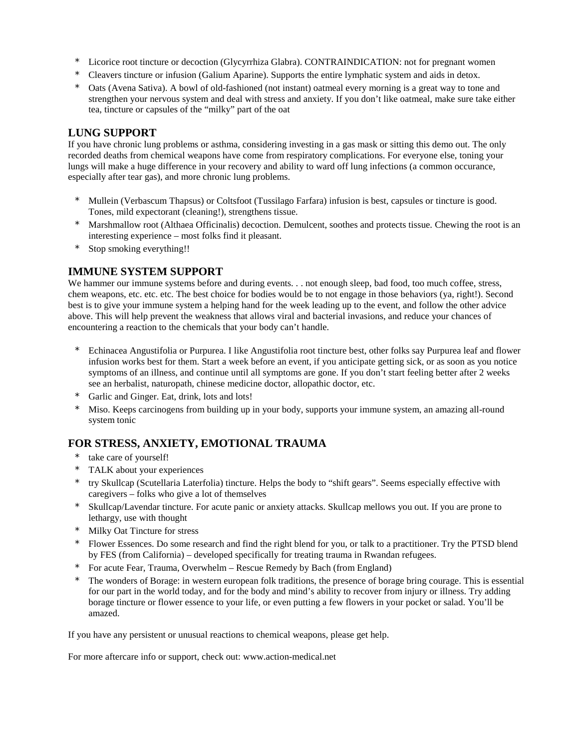* Licorice root tincture or decoction (Glycyrrhiza Glabra). CONTRAINDICATION: not for pregnant women
* Cleavers tincture or infusion (Galium Aparine). Supports the entire lymphatic system and aids in detox.
* Oats (Avena Sativa). A bowl of old-fashioned (not instant) oatmeal every morning is a great way to tone and strengthen your nervous system and deal with stress and anxiety. If you don't like oatmeal, make sure take either tea, tincture or capsules of the "milky" part of the oat

## LUNG SUPPORT

If you have chronic lung problems or asthma, considering investing in a gas mask or sitting this demo out. The only recorded deaths from chemical weapons have come from respiratory complications. For everyone else, toning your lungs will make a huge difference in your recovery and ability to ward off lung infections (a common occurance, especially after tear gas), and more chronic lung problems.

* Mullein (Verbascum Thapsus) or Coltsfoot (Tussilago Farfara) infusion is best, capsules or tincture is good. Tones, mild expectorant (cleaning!), strengthens tissue.
* Marshmallow root (Althaea Officinalis) decoction. Demulcent, soothes and protects tissue. Chewing the root is an interesting experience – most folks find it pleasant.
* Stop smoking everything!!

## IMMUNE SYSTEM SUPPORT

We hammer our immune systems before and during events. . . not enough sleep, bad food, too much coffee, stress, chem weapons, etc. etc. etc. The best choice for bodies would be to not engage in those behaviors (ya, right!). Second best is to give your immune system a helping hand for the week leading up to the event, and follow the other advice above. This will help prevent the weakness that allows viral and bacterial invasions, and reduce your chances of encountering a reaction to the chemicals that your body can't handle.

* Echinacea Angustifolia or Purpurea. I like Angustifolia root tincture best, other folks say Purpurea leaf and flower infusion works best for them. Start a week before an event, if you anticipate getting sick, or as soon as you notice symptoms of an illness, and continue until all symptoms are gone. If you don't start feeling better after 2 weeks see an herbalist, naturopath, chinese medicine doctor, allopathic doctor, etc.
* Garlic and Ginger. Eat, drink, lots and lots!
* Miso. Keeps carcinogens from building up in your body, supports your immune system, an amazing all-round system tonic

## FOR STRESS, ANXIETY, EMOTIONAL TRAUMA

* take care of yourself!
* TALK about your experiences
* try Skullcap (Scutellaria Laterfolia) tincture. Helps the body to "shift gears". Seems especially effective with caregivers – folks who give a lot of themselves
* Skullcap/Lavendar tincture. For acute panic or anxiety attacks. Skullcap mellows you out. If you are prone to lethargy, use with thought
* Milky Oat Tincture for stress
* Flower Essences. Do some research and find the right blend for you, or talk to a practitioner. Try the PTSD blend by FES (from California) – developed specifically for treating trauma in Rwandan refugees.
* For acute Fear, Trauma, Overwhelm – Rescue Remedy by Bach (from England)
* The wonders of Borage: in western european folk traditions, the presence of borage bring courage. This is essential for our part in the world today, and for the body and mind's ability to recover from injury or illness. Try adding borage tincture or flower essence to your life, or even putting a few flowers in your pocket or salad. You'll be amazed.

If you have any persistent or unusual reactions to chemical weapons, please get help.

For more aftercare info or support, check out: www.action-medical.net